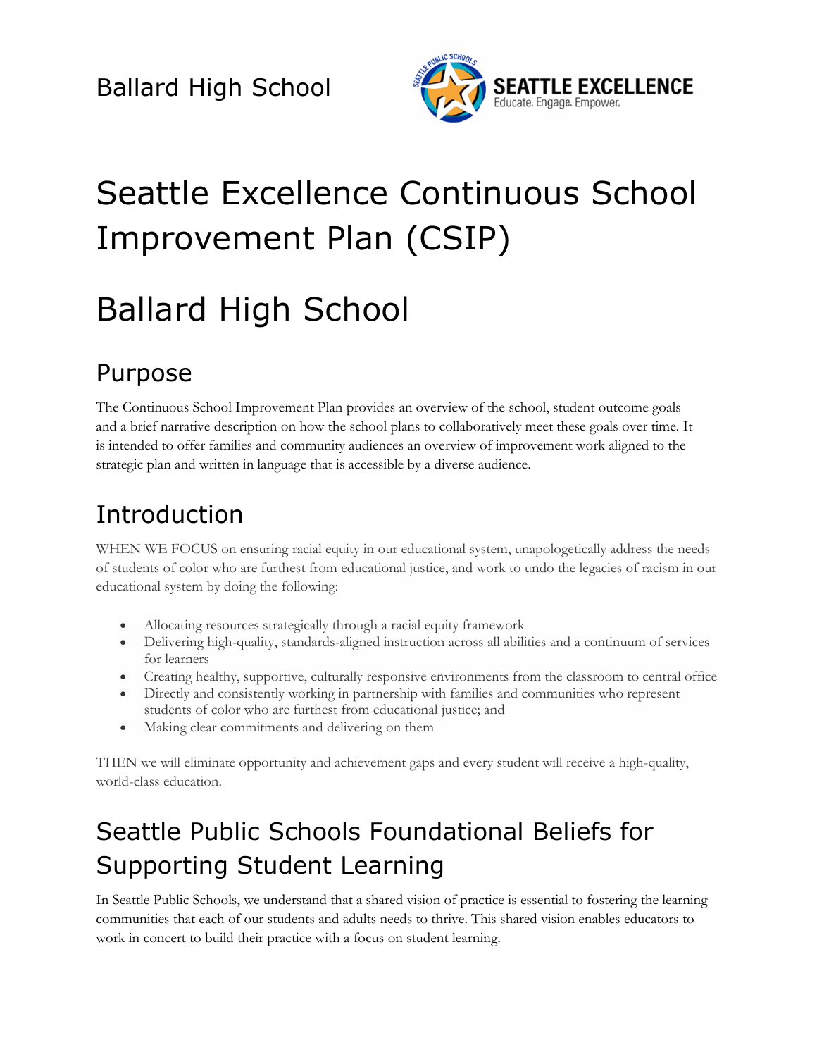Ballard High School

# Seattle Excellence Continuous School Improvement Plan (CSIP)

# Ballard High School

## Purpose

The Continuous School Improvement Plan provides an overview of the school, student outcome goals and a brief narrative description on how the school plans to collaboratively meet these goals over time. It is intended to offer families and community audiences an overview of improvement work aligned to the strategic plan and written in language that is accessible by a diverse audience.

## Introduction

WHEN WE FOCUS on ensuring racial equity in our educational system, unapologetically address the needs of students of color who are furthest from educational justice, and work to undo the legacies of racism in our educational system by doing the following:

- Allocating resources strategically through a racial equity framework
- Delivering high-quality, standards-aligned instruction across all abilities and a continuum of services for learners
- Creating healthy, supportive, culturally responsive environments from the classroom to central office
- Directly and consistently working in partnership with families and communities who represent students of color who are furthest from educational justice; and
- Making clear commitments and delivering on them

THEN we will eliminate opportunity and achievement gaps and every student will receive a high-quality, world-class education.

## Seattle Public Schools Foundational Beliefs for Supporting Student Learning

In Seattle Public Schools, we understand that a shared vision of practice is essential to fostering the learning communities that each of our students and adults needs to thrive. This shared vision enables educators to work in concert to build their practice with a focus on student learning.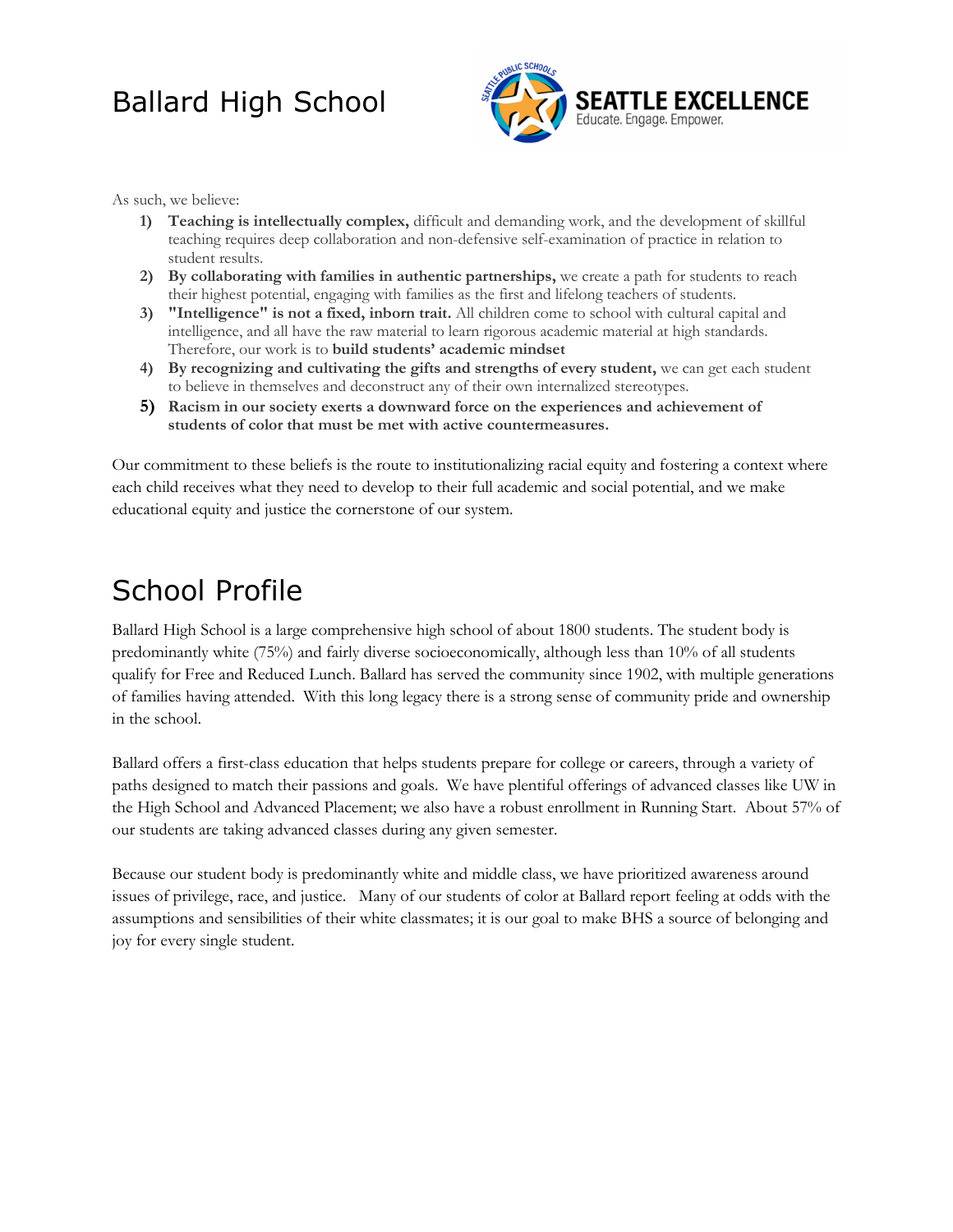# Ballard High School

As such, we believe:

1) **Teaching is intellectually complex,** difficult and demanding work, and the development of skillful teaching requires deep collaboration and non-defensive self-examination of practice in relation to student results.
2) **By collaborating with families in authentic partnerships,** we create a path for students to reach their highest potential, engaging with families as the first and lifelong teachers of students.
3) **"Intelligence" is not a fixed, inborn trait.** All children come to school with cultural capital and intelligence, and all have the raw material to learn rigorous academic material at high standards. Therefore, our work is to **build students' academic mindset**
4) **By recognizing and cultivating the gifts and strengths of every student,** we can get each student to believe in themselves and deconstruct any of their own internalized stereotypes.
5) **Racism in our society exerts a downward force on the experiences and achievement of students of color that must be met with active countermeasures.**

Our commitment to these beliefs is the route to institutionalizing racial equity and fostering a context where each child receives what they need to develop to their full academic and social potential, and we make educational equity and justice the cornerstone of our system.

# School Profile

Ballard High School is a large comprehensive high school of about 1800 students. The student body is predominantly white (75%) and fairly diverse socioeconomically, although less than 10% of all students qualify for Free and Reduced Lunch. Ballard has served the community since 1902, with multiple generations of families having attended. With this long legacy there is a strong sense of community pride and ownership in the school.

Ballard offers a first-class education that helps students prepare for college or careers, through a variety of paths designed to match their passions and goals. We have plentiful offerings of advanced classes like UW in the High School and Advanced Placement; we also have a robust enrollment in Running Start. About 57% of our students are taking advanced classes during any given semester.

Because our student body is predominantly white and middle class, we have prioritized awareness around issues of privilege, race, and justice. Many of our students of color at Ballard report feeling at odds with the assumptions and sensibilities of their white classmates; it is our goal to make BHS a source of belonging and joy for every single student.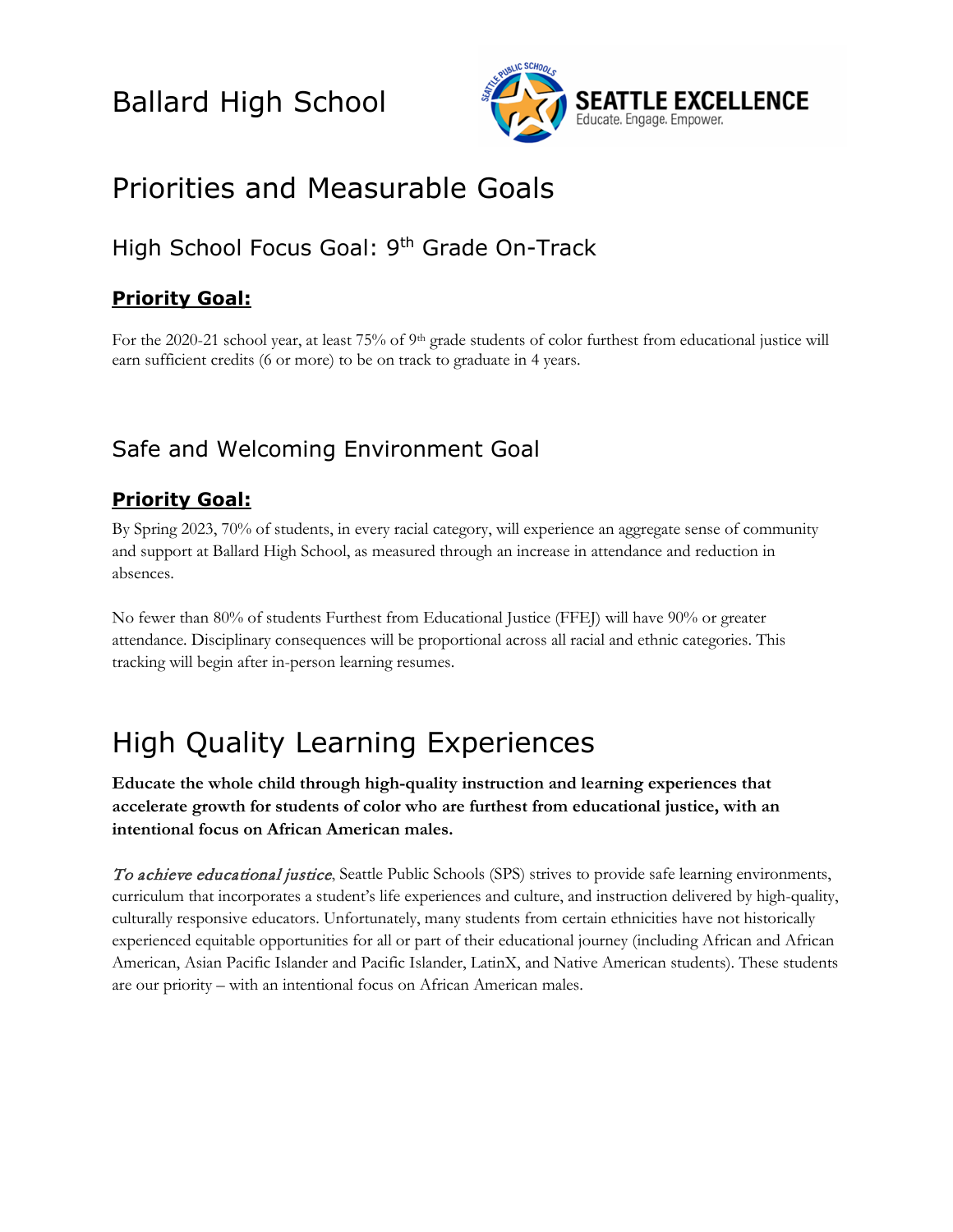# Ballard High School

## Priorities and Measurable Goals

### High School Focus Goal: 9th Grade On-Track

**Priority Goal:**

For the 2020-21 school year, at least 75% of 9th grade students of color furthest from educational justice will earn sufficient credits (6 or more) to be on track to graduate in 4 years.

### Safe and Welcoming Environment Goal

**Priority Goal:**

By Spring 2023, 70% of students, in every racial category, will experience an aggregate sense of community and support at Ballard High School, as measured through an increase in attendance and reduction in absences.

No fewer than 80% of students Furthest from Educational Justice (FFEJ) will have 90% or greater attendance. Disciplinary consequences will be proportional across all racial and ethnic categories. This tracking will begin after in-person learning resumes.

## High Quality Learning Experiences

**Educate the whole child through high-quality instruction and learning experiences that accelerate growth for students of color who are furthest from educational justice, with an intentional focus on African American males.**

*To achieve educational justice*, Seattle Public Schools (SPS) strives to provide safe learning environments, curriculum that incorporates a student's life experiences and culture, and instruction delivered by high-quality, culturally responsive educators. Unfortunately, many students from certain ethnicities have not historically experienced equitable opportunities for all or part of their educational journey (including African and African American, Asian Pacific Islander and Pacific Islander, LatinX, and Native American students). These students are our priority – with an intentional focus on African American males.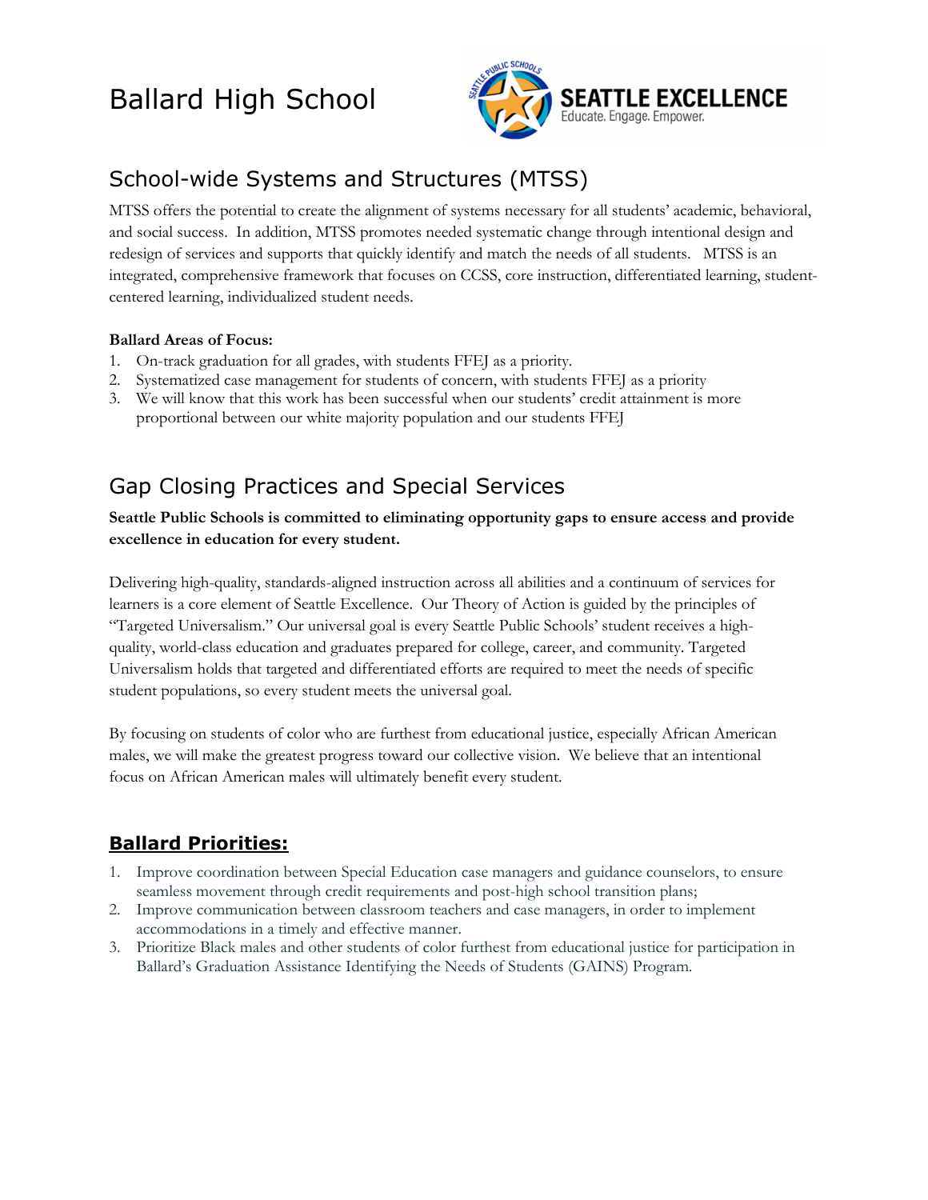# Ballard High School

## School-wide Systems and Structures (MTSS)

MTSS offers the potential to create the alignment of systems necessary for all students' academic, behavioral, and social success. In addition, MTSS promotes needed systematic change through intentional design and redesign of services and supports that quickly identify and match the needs of all students. MTSS is an integrated, comprehensive framework that focuses on CCSS, core instruction, differentiated learning, student-centered learning, individualized student needs.

**Ballard Areas of Focus:**

1. On-track graduation for all grades, with students FFEJ as a priority.
2. Systematized case management for students of concern, with students FFEJ as a priority
3. We will know that this work has been successful when our students' credit attainment is more proportional between our white majority population and our students FFEJ

## Gap Closing Practices and Special Services

**Seattle Public Schools is committed to eliminating opportunity gaps to ensure access and provide excellence in education for every student.**

Delivering high-quality, standards-aligned instruction across all abilities and a continuum of services for learners is a core element of Seattle Excellence. Our Theory of Action is guided by the principles of "Targeted Universalism." Our universal goal is every Seattle Public Schools' student receives a high-quality, world-class education and graduates prepared for college, career, and community. Targeted Universalism holds that targeted and differentiated efforts are required to meet the needs of specific student populations, so every student meets the universal goal.

By focusing on students of color who are furthest from educational justice, especially African American males, we will make the greatest progress toward our collective vision. We believe that an intentional focus on African American males will ultimately benefit every student.

### Ballard Priorities:

1. Improve coordination between Special Education case managers and guidance counselors, to ensure seamless movement through credit requirements and post-high school transition plans;
2. Improve communication between classroom teachers and case managers, in order to implement accommodations in a timely and effective manner.
3. Prioritize Black males and other students of color furthest from educational justice for participation in Ballard's Graduation Assistance Identifying the Needs of Students (GAINS) Program.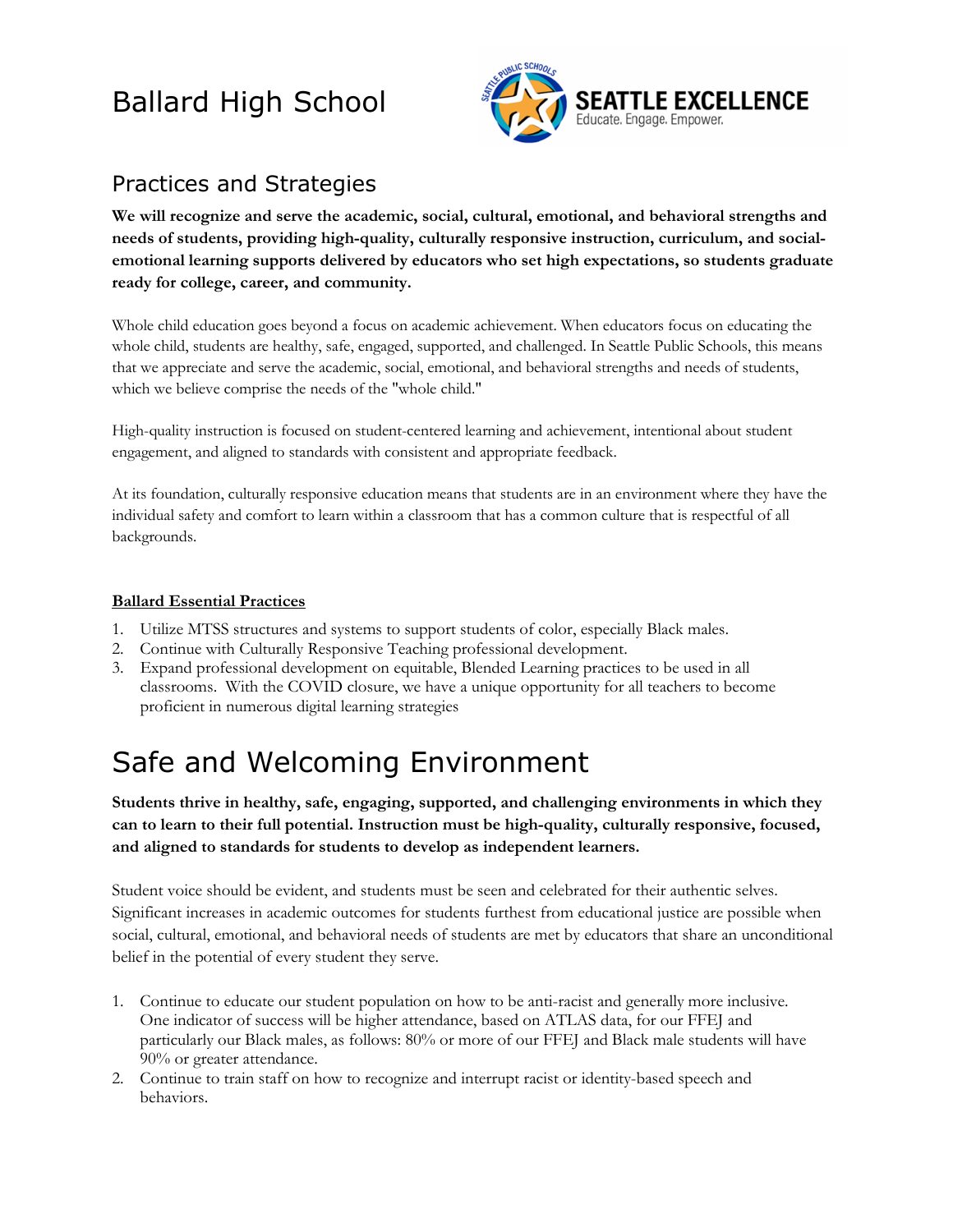# Ballard High School

## Practices and Strategies

**We will recognize and serve the academic, social, cultural, emotional, and behavioral strengths and needs of students, providing high-quality, culturally responsive instruction, curriculum, and social-emotional learning supports delivered by educators who set high expectations, so students graduate ready for college, career, and community.**

Whole child education goes beyond a focus on academic achievement. When educators focus on educating the whole child, students are healthy, safe, engaged, supported, and challenged. In Seattle Public Schools, this means that we appreciate and serve the academic, social, emotional, and behavioral strengths and needs of students, which we believe comprise the needs of the "whole child."

High-quality instruction is focused on student-centered learning and achievement, intentional about student engagement, and aligned to standards with consistent and appropriate feedback.

At its foundation, culturally responsive education means that students are in an environment where they have the individual safety and comfort to learn within a classroom that has a common culture that is respectful of all backgrounds.

**Ballard Essential Practices**

1. Utilize MTSS structures and systems to support students of color, especially Black males.
2. Continue with Culturally Responsive Teaching professional development.
3. Expand professional development on equitable, Blended Learning practices to be used in all classrooms. With the COVID closure, we have a unique opportunity for all teachers to become proficient in numerous digital learning strategies

# Safe and Welcoming Environment

**Students thrive in healthy, safe, engaging, supported, and challenging environments in which they can to learn to their full potential. Instruction must be high-quality, culturally responsive, focused, and aligned to standards for students to develop as independent learners.**

Student voice should be evident, and students must be seen and celebrated for their authentic selves. Significant increases in academic outcomes for students furthest from educational justice are possible when social, cultural, emotional, and behavioral needs of students are met by educators that share an unconditional belief in the potential of every student they serve.

1. Continue to educate our student population on how to be anti-racist and generally more inclusive. One indicator of success will be higher attendance, based on ATLAS data, for our FFEJ and particularly our Black males, as follows: 80% or more of our FFEJ and Black male students will have 90% or greater attendance.
2. Continue to train staff on how to recognize and interrupt racist or identity-based speech and behaviors.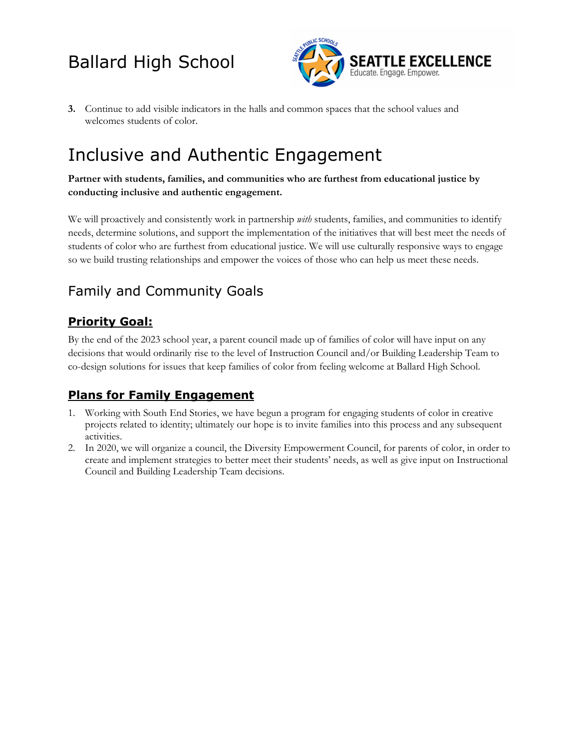3. Continue to add visible indicators in the halls and common spaces that the school values and welcomes students of color.

# Inclusive and Authentic Engagement

**Partner with students, families, and communities who are furthest from educational justice by conducting inclusive and authentic engagement.**

We will proactively and consistently work in partnership *with* students, families, and communities to identify needs, determine solutions, and support the implementation of the initiatives that will best meet the needs of students of color who are furthest from educational justice. We will use culturally responsive ways to engage so we build trusting relationships and empower the voices of those who can help us meet these needs.

## Family and Community Goals

### Priority Goal:

By the end of the 2023 school year, a parent council made up of families of color will have input on any decisions that would ordinarily rise to the level of Instruction Council and/or Building Leadership Team to co-design solutions for issues that keep families of color from feeling welcome at Ballard High School.

### Plans for Family Engagement

1. Working with South End Stories, we have begun a program for engaging students of color in creative projects related to identity; ultimately our hope is to invite families into this process and any subsequent activities.
2. In 2020, we will organize a council, the Diversity Empowerment Council, for parents of color, in order to create and implement strategies to better meet their students' needs, as well as give input on Instructional Council and Building Leadership Team decisions.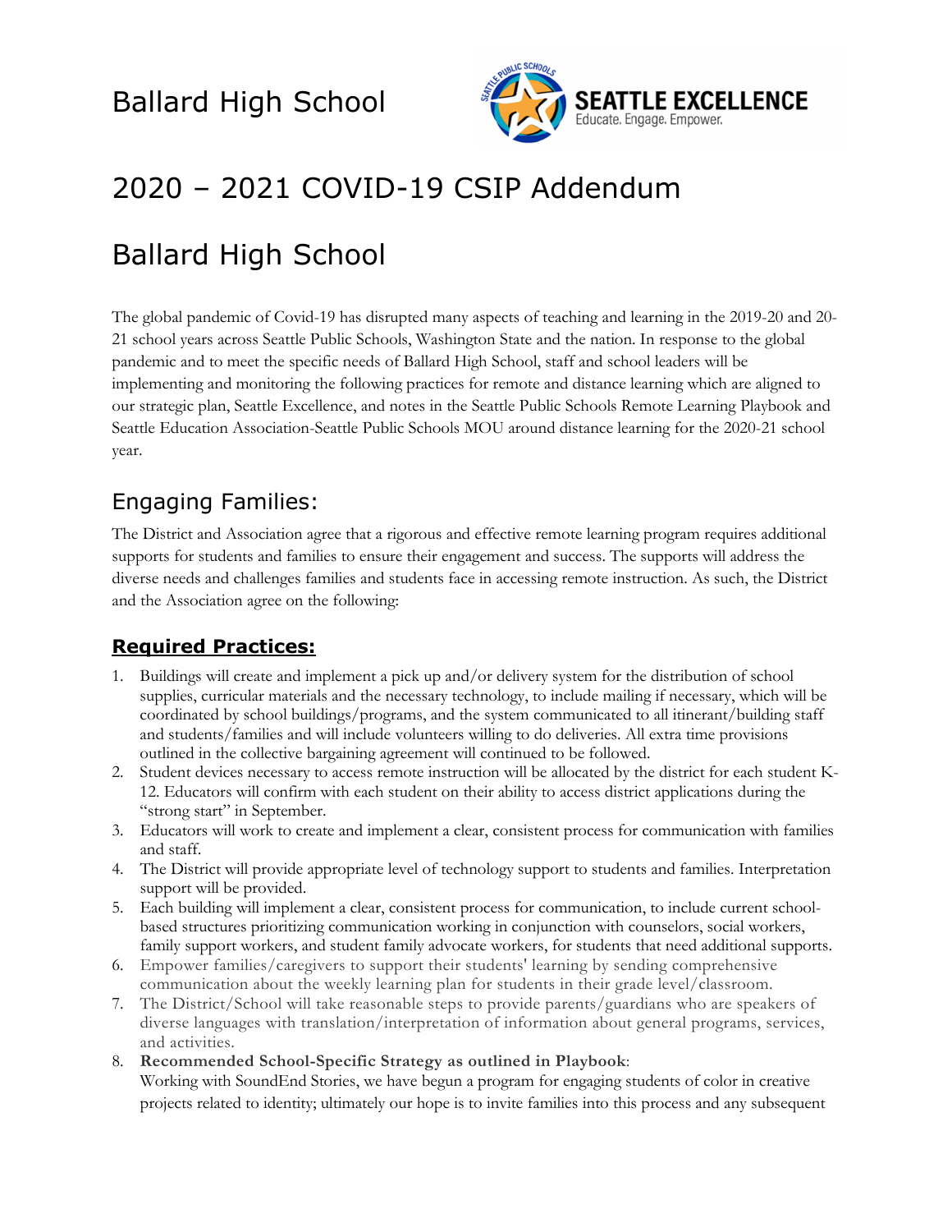# Ballard High School

# 2020 – 2021 COVID-19 CSIP Addendum

# Ballard High School

The global pandemic of Covid-19 has disrupted many aspects of teaching and learning in the 2019-20 and 20-21 school years across Seattle Public Schools, Washington State and the nation. In response to the global pandemic and to meet the specific needs of Ballard High School, staff and school leaders will be implementing and monitoring the following practices for remote and distance learning which are aligned to our strategic plan, Seattle Excellence, and notes in the Seattle Public Schools Remote Learning Playbook and Seattle Education Association-Seattle Public Schools MOU around distance learning for the 2020-21 school year.

## Engaging Families:

The District and Association agree that a rigorous and effective remote learning program requires additional supports for students and families to ensure their engagement and success. The supports will address the diverse needs and challenges families and students face in accessing remote instruction. As such, the District and the Association agree on the following:

### **Required Practices:**

1. Buildings will create and implement a pick up and/or delivery system for the distribution of school supplies, curricular materials and the necessary technology, to include mailing if necessary, which will be coordinated by school buildings/programs, and the system communicated to all itinerant/building staff and students/families and will include volunteers willing to do deliveries. All extra time provisions outlined in the collective bargaining agreement will continued to be followed.
2. Student devices necessary to access remote instruction will be allocated by the district for each student K-12. Educators will confirm with each student on their ability to access district applications during the "strong start" in September.
3. Educators will work to create and implement a clear, consistent process for communication with families and staff.
4. The District will provide appropriate level of technology support to students and families. Interpretation support will be provided.
5. Each building will implement a clear, consistent process for communication, to include current school-based structures prioritizing communication working in conjunction with counselors, social workers, family support workers, and student family advocate workers, for students that need additional supports.
6. Empower families/caregivers to support their students' learning by sending comprehensive communication about the weekly learning plan for students in their grade level/classroom.
7. The District/School will take reasonable steps to provide parents/guardians who are speakers of diverse languages with translation/interpretation of information about general programs, services, and activities.
8. **Recommended School-Specific Strategy as outlined in Playbook**:
   Working with SoundEnd Stories, we have begun a program for engaging students of color in creative projects related to identity; ultimately our hope is to invite families into this process and any subsequent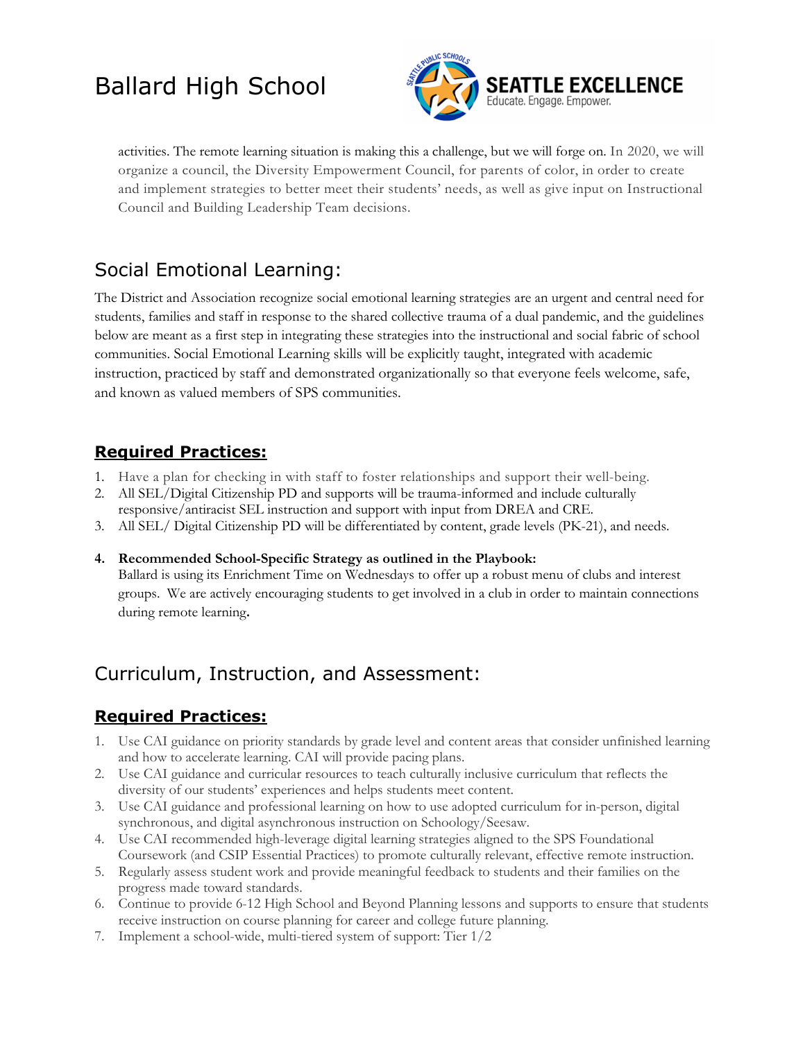activities. The remote learning situation is making this a challenge, but we will forge on. In 2020, we will organize a council, the Diversity Empowerment Council, for parents of color, in order to create and implement strategies to better meet their students' needs, as well as give input on Instructional Council and Building Leadership Team decisions.

## Social Emotional Learning:

The District and Association recognize social emotional learning strategies are an urgent and central need for students, families and staff in response to the shared collective trauma of a dual pandemic, and the guidelines below are meant as a first step in integrating these strategies into the instructional and social fabric of school communities. Social Emotional Learning skills will be explicitly taught, integrated with academic instruction, practiced by staff and demonstrated organizationally so that everyone feels welcome, safe, and known as valued members of SPS communities.

### Required Practices:

1. Have a plan for checking in with staff to foster relationships and support their well-being.
2. All SEL/Digital Citizenship PD and supports will be trauma-informed and include culturally responsive/antiracist SEL instruction and support with input from DREA and CRE.
3. All SEL/ Digital Citizenship PD will be differentiated by content, grade levels (PK-21), and needs.

4. **Recommended School-Specific Strategy as outlined in the Playbook:**
   Ballard is using its Enrichment Time on Wednesdays to offer up a robust menu of clubs and interest groups. We are actively encouraging students to get involved in a club in order to maintain connections during remote learning.

## Curriculum, Instruction, and Assessment:

### Required Practices:

1. Use CAI guidance on priority standards by grade level and content areas that consider unfinished learning and how to accelerate learning. CAI will provide pacing plans.
2. Use CAI guidance and curricular resources to teach culturally inclusive curriculum that reflects the diversity of our students' experiences and helps students meet content.
3. Use CAI guidance and professional learning on how to use adopted curriculum for in-person, digital synchronous, and digital asynchronous instruction on Schoology/Seesaw.
4. Use CAI recommended high-leverage digital learning strategies aligned to the SPS Foundational Coursework (and CSIP Essential Practices) to promote culturally relevant, effective remote instruction.
5. Regularly assess student work and provide meaningful feedback to students and their families on the progress made toward standards.
6. Continue to provide 6-12 High School and Beyond Planning lessons and supports to ensure that students receive instruction on course planning for career and college future planning.
7. Implement a school-wide, multi-tiered system of support: Tier 1/2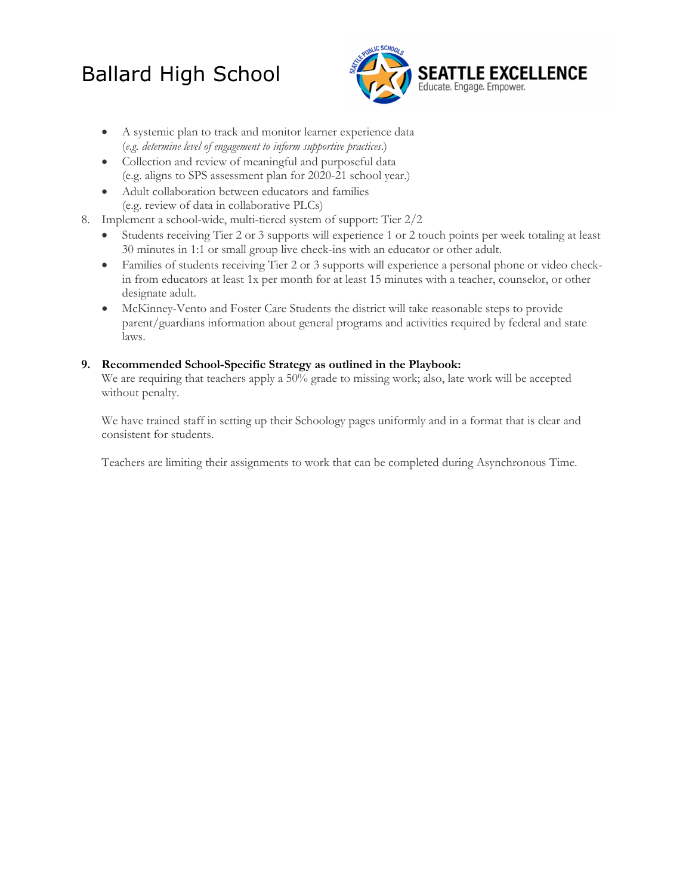- A systemic plan to track and monitor learner experience data (*e.g. determine level of engagement to inform supportive practices*.)
- Collection and review of meaningful and purposeful data (e.g. aligns to SPS assessment plan for 2020-21 school year.)
- Adult collaboration between educators and families (e.g. review of data in collaborative PLCs)

8. Implement a school-wide, multi-tiered system of support: Tier 2/2
   - Students receiving Tier 2 or 3 supports will experience 1 or 2 touch points per week totaling at least 30 minutes in 1:1 or small group live check-ins with an educator or other adult.
   - Families of students receiving Tier 2 or 3 supports will experience a personal phone or video check-in from educators at least 1x per month for at least 15 minutes with a teacher, counselor, or other designate adult.
   - McKinney-Vento and Foster Care Students the district will take reasonable steps to provide parent/guardians information about general programs and activities required by federal and state laws.

**9. Recommended School-Specific Strategy as outlined in the Playbook:**

We are requiring that teachers apply a 50% grade to missing work; also, late work will be accepted without penalty.

We have trained staff in setting up their Schoology pages uniformly and in a format that is clear and consistent for students.

Teachers are limiting their assignments to work that can be completed during Asynchronous Time.